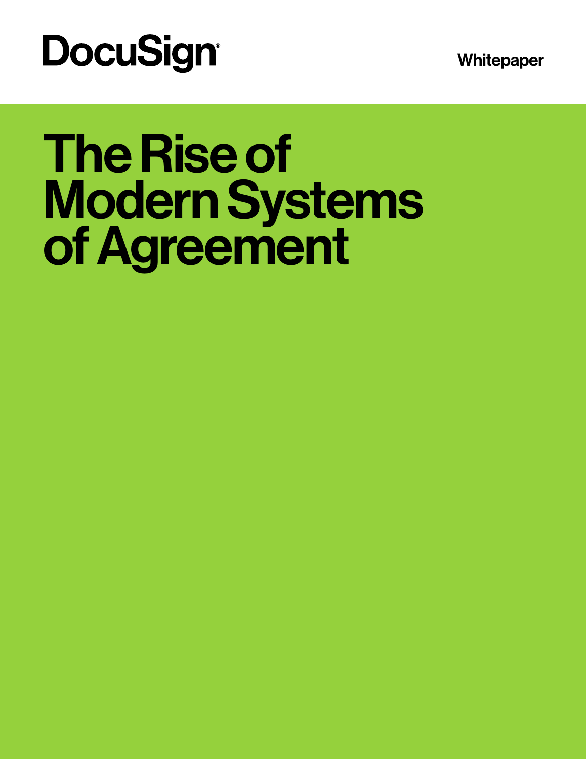DocuSign

Whitepaper

# The Rise of Modern Systems of Agreement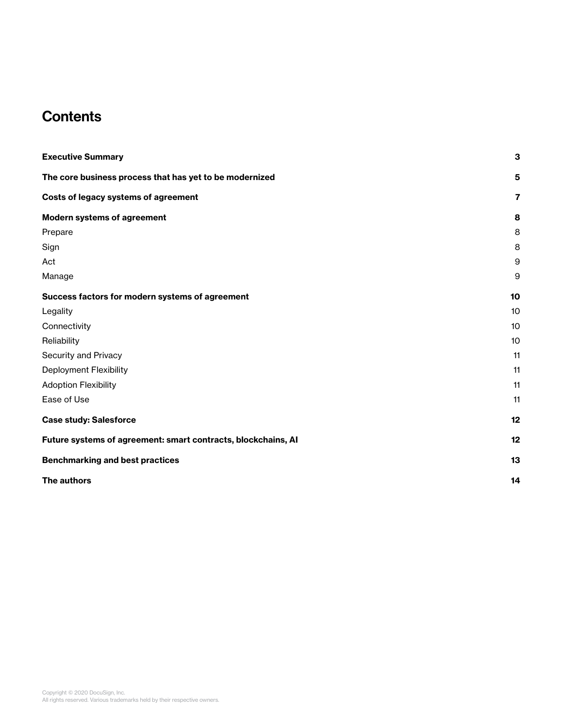# Contents

| | |
|---|---|
| **Executive Summary** | **3** |
| **The core business process that has yet to be modernized** | **5** |
| **Costs of legacy systems of agreement** | **7** |
| **Modern systems of agreement** | **8** |
| Prepare | 8 |
| Sign | 8 |
| Act | 9 |
| Manage | 9 |
| **Success factors for modern systems of agreement** | **10** |
| Legality | 10 |
| Connectivity | 10 |
| Reliability | 10 |
| Security and Privacy | 11 |
| Deployment Flexibility | 11 |
| Adoption Flexibility | 11 |
| Ease of Use | 11 |
| **Case study: Salesforce** | **12** |
| **Future systems of agreement: smart contracts, blockchains, AI** | **12** |
| **Benchmarking and best practices** | **13** |
| **The authors** | **14** |

Copyright © 2020 DocuSign, Inc.
All rights reserved. Various trademarks held by their respective owners.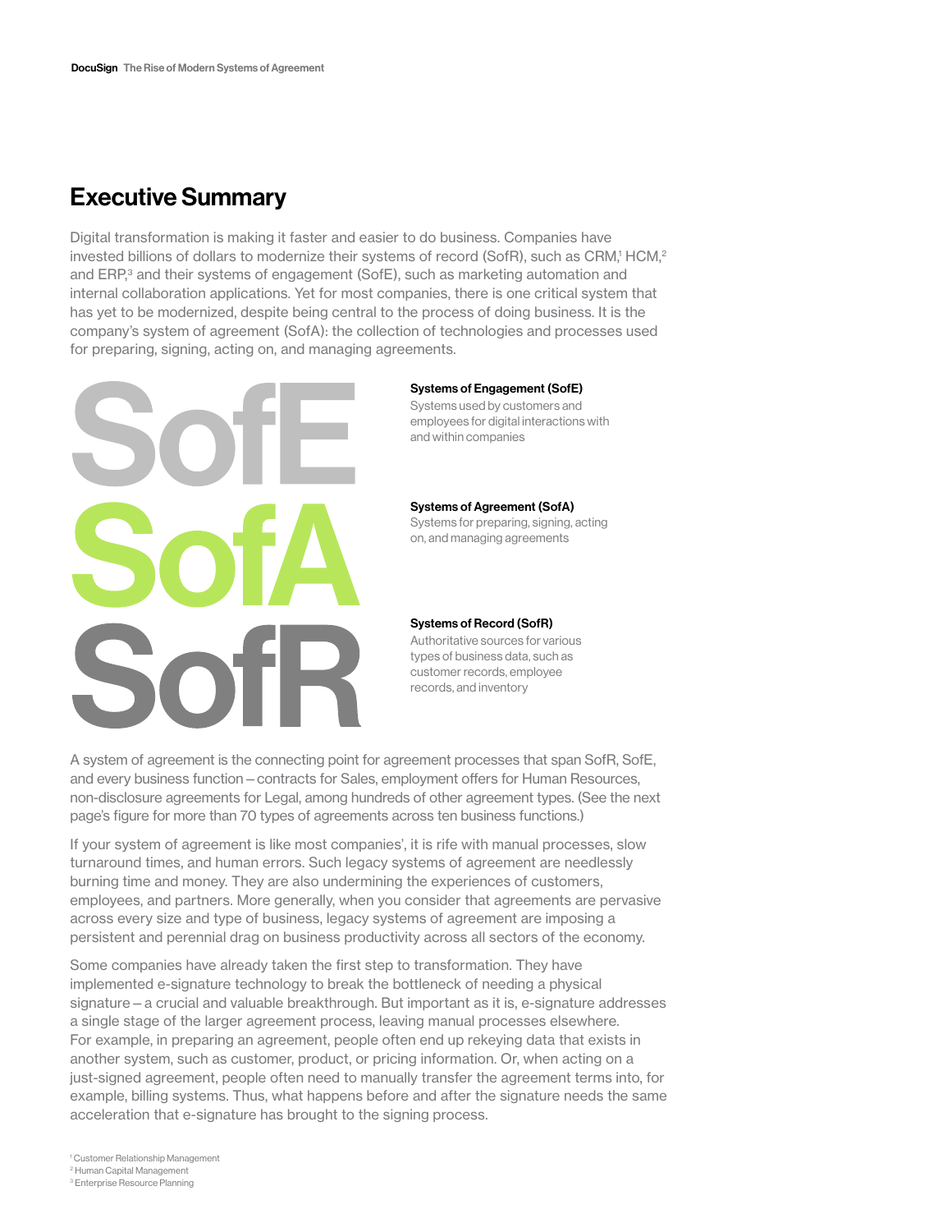## Executive Summary

Digital transformation is making it faster and easier to do business. Companies have invested billions of dollars to modernize their systems of record (SofR), such as CRM,[1] HCM,[2] and ERP,[3] and their systems of engagement (SofE), such as marketing automation and internal collaboration applications. Yet for most companies, there is one critical system that has yet to be modernized, despite being central to the process of doing business. It is the company's system of agreement (SofA): the collection of technologies and processes used for preparing, signing, acting on, and managing agreements.

SofE

SofA

SofR

**Systems of Engagement (SofE)**
Systems used by customers and employees for digital interactions with and within companies

**Systems of Agreement (SofA)**
Systems for preparing, signing, acting on, and managing agreements

**Systems of Record (SofR)**
Authoritative sources for various types of business data, such as customer records, employee records, and inventory

A system of agreement is the connecting point for agreement processes that span SofR, SofE, and every business function – contracts for Sales, employment offers for Human Resources, non-disclosure agreements for Legal, among hundreds of other agreement types. (See the next page's figure for more than 70 types of agreements across ten business functions.)

If your system of agreement is like most companies', it is rife with manual processes, slow turnaround times, and human errors. Such legacy systems of agreement are needlessly burning time and money. They are also undermining the experiences of customers, employees, and partners. More generally, when you consider that agreements are pervasive across every size and type of business, legacy systems of agreement are imposing a persistent and perennial drag on business productivity across all sectors of the economy.

Some companies have already taken the first step to transformation. They have implemented e-signature technology to break the bottleneck of needing a physical signature – a crucial and valuable breakthrough. But important as it is, e-signature addresses a single stage of the larger agreement process, leaving manual processes elsewhere. For example, in preparing an agreement, people often end up rekeying data that exists in another system, such as customer, product, or pricing information. Or, when acting on a just-signed agreement, people often need to manually transfer the agreement terms into, for example, billing systems. Thus, what happens before and after the signature needs the same acceleration that e-signature has brought to the signing process.

[1] Customer Relationship Management
[2] Human Capital Management
[3] Enterprise Resource Planning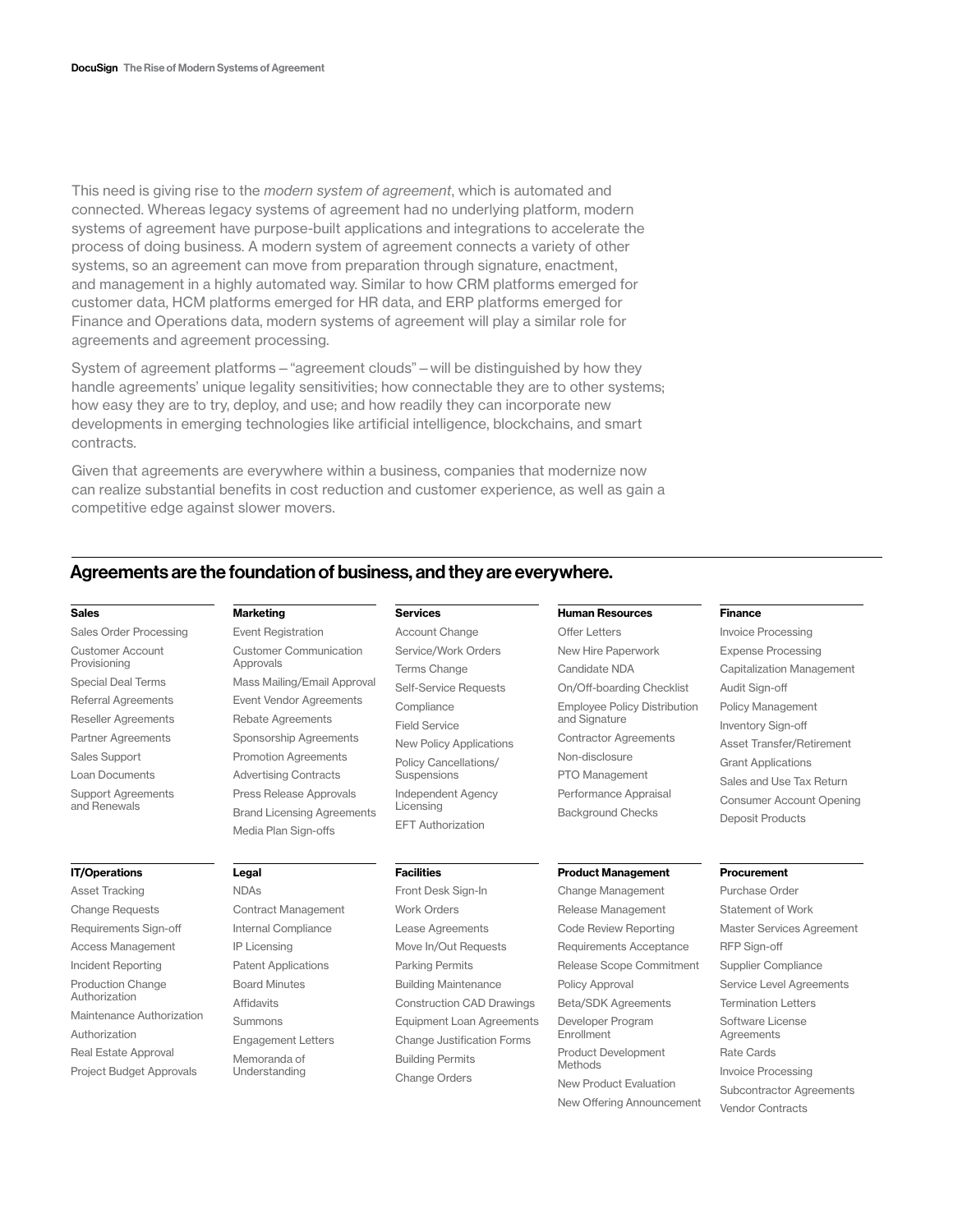This need is giving rise to the *modern system of agreement*, which is automated and connected. Whereas legacy systems of agreement had no underlying platform, modern systems of agreement have purpose-built applications and integrations to accelerate the process of doing business. A modern system of agreement connects a variety of other systems, so an agreement can move from preparation through signature, enactment, and management in a highly automated way. Similar to how CRM platforms emerged for customer data, HCM platforms emerged for HR data, and ERP platforms emerged for Finance and Operations data, modern systems of agreement will play a similar role for agreements and agreement processing.

System of agreement platforms – "agreement clouds" – will be distinguished by how they handle agreements' unique legality sensitivities; how connectable they are to other systems; how easy they are to try, deploy, and use; and how readily they can incorporate new developments in emerging technologies like artificial intelligence, blockchains, and smart contracts.

Given that agreements are everywhere within a business, companies that modernize now can realize substantial benefits in cost reduction and customer experience, as well as gain a competitive edge against slower movers.

## Agreements are the foundation of business, and they are everywhere.

**Sales**
- Sales Order Processing
- Customer Account Provisioning
- Special Deal Terms
- Referral Agreements
- Reseller Agreements
- Partner Agreements
- Sales Support
- Loan Documents
- Support Agreements and Renewals

**Marketing**
- Event Registration
- Customer Communication Approvals
- Mass Mailing/Email Approval
- Event Vendor Agreements
- Rebate Agreements
- Sponsorship Agreements
- Promotion Agreements
- Advertising Contracts
- Press Release Approvals
- Brand Licensing Agreements
- Media Plan Sign-offs

**Services**
- Account Change
- Service/Work Orders
- Terms Change
- Self-Service Requests
- Compliance
- Field Service
- New Policy Applications
- Policy Cancellations/Suspensions
- Independent Agency Licensing
- EFT Authorization

**Human Resources**
- Offer Letters
- New Hire Paperwork
- Candidate NDA
- On/Off-boarding Checklist
- Employee Policy Distribution and Signature
- Contractor Agreements
- Non-disclosure
- PTO Management
- Performance Appraisal
- Background Checks

**Finance**
- Invoice Processing
- Expense Processing
- Capitalization Management
- Audit Sign-off
- Policy Management
- Inventory Sign-off
- Asset Transfer/Retirement
- Grant Applications
- Sales and Use Tax Return
- Consumer Account Opening
- Deposit Products

**IT/Operations**
- Asset Tracking
- Change Requests
- Requirements Sign-off
- Access Management
- Incident Reporting
- Production Change Authorization
- Maintenance Authorization
- Authorization
- Real Estate Approval
- Project Budget Approvals

**Legal**
- NDAs
- Contract Management
- Internal Compliance
- IP Licensing
- Patent Applications
- Board Minutes
- Affidavits
- Summons
- Engagement Letters
- Memoranda of Understanding

**Facilities**
- Front Desk Sign-In
- Work Orders
- Lease Agreements
- Move In/Out Requests
- Parking Permits
- Building Maintenance
- Construction CAD Drawings
- Equipment Loan Agreements
- Change Justification Forms
- Building Permits
- Change Orders

**Product Management**
- Change Management
- Release Management
- Code Review Reporting
- Requirements Acceptance
- Release Scope Commitment
- Policy Approval
- Beta/SDK Agreements
- Developer Program Enrollment
- Product Development Methods
- New Product Evaluation
- New Offering Announcement

**Procurement**
- Purchase Order
- Statement of Work
- Master Services Agreement
- RFP Sign-off
- Supplier Compliance
- Service Level Agreements
- Termination Letters
- Software License Agreements
- Rate Cards
- Invoice Processing
- Subcontractor Agreements
- Vendor Contracts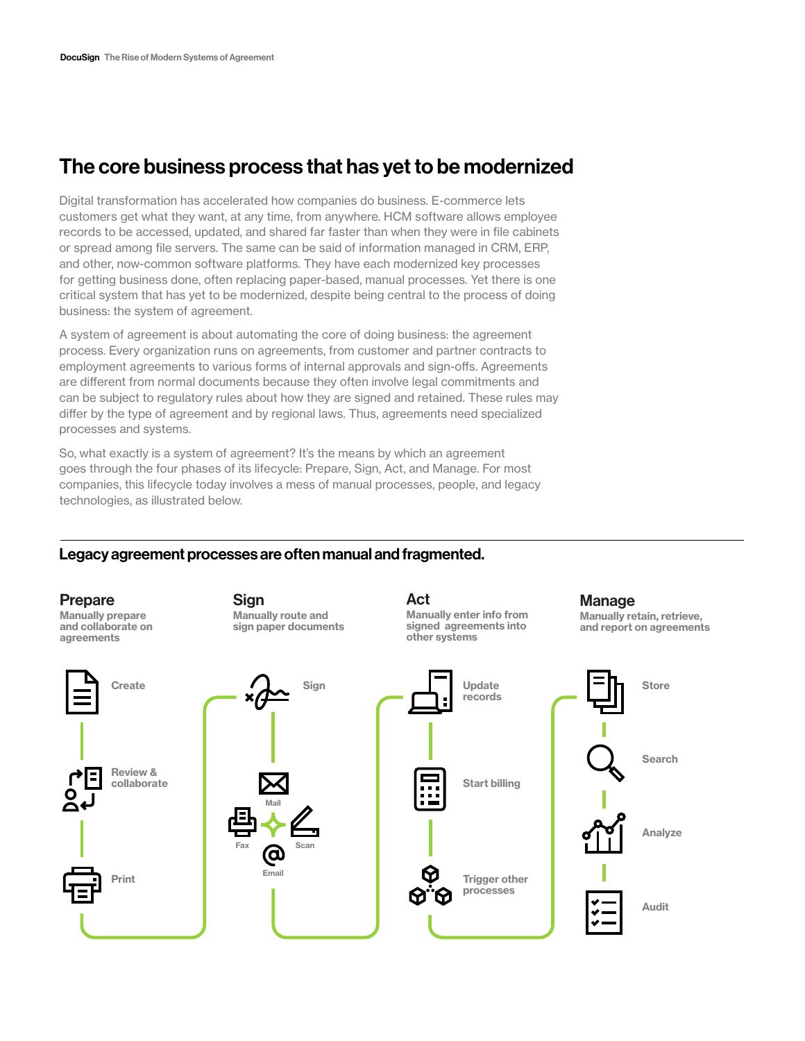## The core business process that has yet to be modernized

Digital transformation has accelerated how companies do business. E-commerce lets customers get what they want, at any time, from anywhere. HCM software allows employee records to be accessed, updated, and shared far faster than when they were in file cabinets or spread among file servers. The same can be said of information managed in CRM, ERP, and other, now-common software platforms. They have each modernized key processes for getting business done, often replacing paper-based, manual processes. Yet there is one critical system that has yet to be modernized, despite being central to the process of doing business: the system of agreement.

A system of agreement is about automating the core of doing business: the agreement process. Every organization runs on agreements, from customer and partner contracts to employment agreements to various forms of internal approvals and sign-offs. Agreements are different from normal documents because they often involve legal commitments and can be subject to regulatory rules about how they are signed and retained. These rules may differ by the type of agreement and by regional laws. Thus, agreements need specialized processes and systems.

So, what exactly is a system of agreement? It's the means by which an agreement goes through the four phases of its lifecycle: Prepare, Sign, Act, and Manage. For most companies, this lifecycle today involves a mess of manual processes, people, and legacy technologies, as illustrated below.

### Legacy agreement processes are often manual and fragmented.

**Prepare**
Manually prepare and collaborate on agreements

- Create
- Review & collaborate
- Print

**Sign**
Manually route and sign paper documents

- Sign
- Mail
- Fax
- Scan
- Email

**Act**
Manually enter info from signed agreements into other systems

- Update records
- Start billing
- Trigger other processes

**Manage**
Manually retain, retrieve, and report on agreements

- Store
- Search
- Analyze
- Audit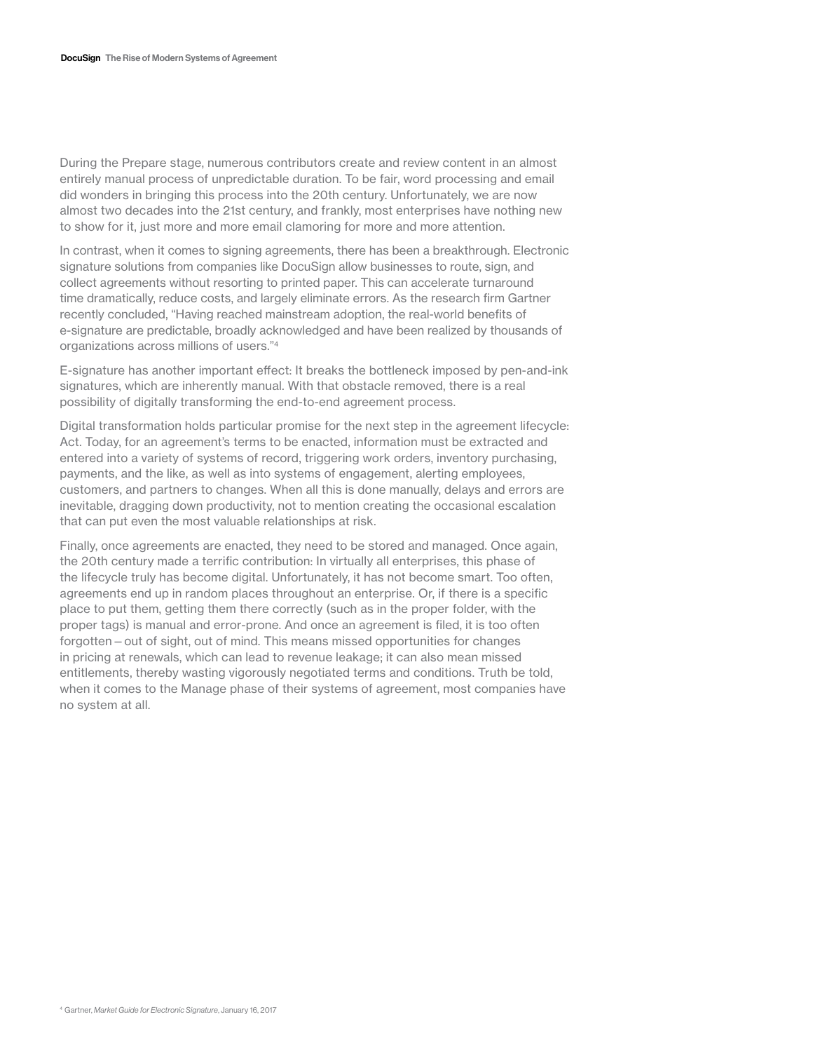During the Prepare stage, numerous contributors create and review content in an almost entirely manual process of unpredictable duration. To be fair, word processing and email did wonders in bringing this process into the 20th century. Unfortunately, we are now almost two decades into the 21st century, and frankly, most enterprises have nothing new to show for it, just more and more email clamoring for more and more attention.

In contrast, when it comes to signing agreements, there has been a breakthrough. Electronic signature solutions from companies like DocuSign allow businesses to route, sign, and collect agreements without resorting to printed paper. This can accelerate turnaround time dramatically, reduce costs, and largely eliminate errors. As the research firm Gartner recently concluded, "Having reached mainstream adoption, the real-world benefits of e-signature are predictable, broadly acknowledged and have been realized by thousands of organizations across millions of users."[4]

E-signature has another important effect: It breaks the bottleneck imposed by pen-and-ink signatures, which are inherently manual. With that obstacle removed, there is a real possibility of digitally transforming the end-to-end agreement process.

Digital transformation holds particular promise for the next step in the agreement lifecycle: Act. Today, for an agreement's terms to be enacted, information must be extracted and entered into a variety of systems of record, triggering work orders, inventory purchasing, payments, and the like, as well as into systems of engagement, alerting employees, customers, and partners to changes. When all this is done manually, delays and errors are inevitable, dragging down productivity, not to mention creating the occasional escalation that can put even the most valuable relationships at risk.

Finally, once agreements are enacted, they need to be stored and managed. Once again, the 20th century made a terrific contribution: In virtually all enterprises, this phase of the lifecycle truly has become digital. Unfortunately, it has not become smart. Too often, agreements end up in random places throughout an enterprise. Or, if there is a specific place to put them, getting them there correctly (such as in the proper folder, with the proper tags) is manual and error-prone. And once an agreement is filed, it is too often forgotten – out of sight, out of mind. This means missed opportunities for changes in pricing at renewals, which can lead to revenue leakage; it can also mean missed entitlements, thereby wasting vigorously negotiated terms and conditions. Truth be told, when it comes to the Manage phase of their systems of agreement, most companies have no system at all.

[4] Gartner, *Market Guide for Electronic Signature*, January 16, 2017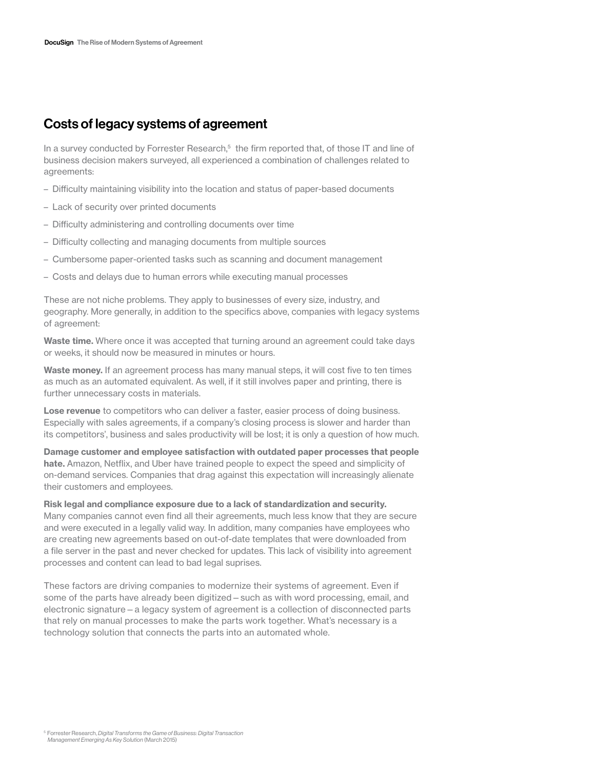## Costs of legacy systems of agreement

In a survey conducted by Forrester Research,[5] the firm reported that, of those IT and line of business decision makers surveyed, all experienced a combination of challenges related to agreements:

- Difficulty maintaining visibility into the location and status of paper-based documents
- Lack of security over printed documents
- Difficulty administering and controlling documents over time
- Difficulty collecting and managing documents from multiple sources
- Cumbersome paper-oriented tasks such as scanning and document management
- Costs and delays due to human errors while executing manual processes

These are not niche problems. They apply to businesses of every size, industry, and geography. More generally, in addition to the specifics above, companies with legacy systems of agreement:

**Waste time.** Where once it was accepted that turning around an agreement could take days or weeks, it should now be measured in minutes or hours.

**Waste money.** If an agreement process has many manual steps, it will cost five to ten times as much as an automated equivalent. As well, if it still involves paper and printing, there is further unnecessary costs in materials.

**Lose revenue** to competitors who can deliver a faster, easier process of doing business. Especially with sales agreements, if a company's closing process is slower and harder than its competitors', business and sales productivity will be lost; it is only a question of how much.

**Damage customer and employee satisfaction with outdated paper processes that people hate.** Amazon, Netflix, and Uber have trained people to expect the speed and simplicity of on-demand services. Companies that drag against this expectation will increasingly alienate their customers and employees.

**Risk legal and compliance exposure due to a lack of standardization and security.** Many companies cannot even find all their agreements, much less know that they are secure and were executed in a legally valid way. In addition, many companies have employees who are creating new agreements based on out-of-date templates that were downloaded from a file server in the past and never checked for updates. This lack of visibility into agreement processes and content can lead to bad legal suprises.

These factors are driving companies to modernize their systems of agreement. Even if some of the parts have already been digitized – such as with word processing, email, and electronic signature – a legacy system of agreement is a collection of disconnected parts that rely on manual processes to make the parts work together. What's necessary is a technology solution that connects the parts into an automated whole.

[5] Forrester Research, *Digital Transforms the Game of Business: Digital Transaction Management Emerging As Key Solution* (March 2015)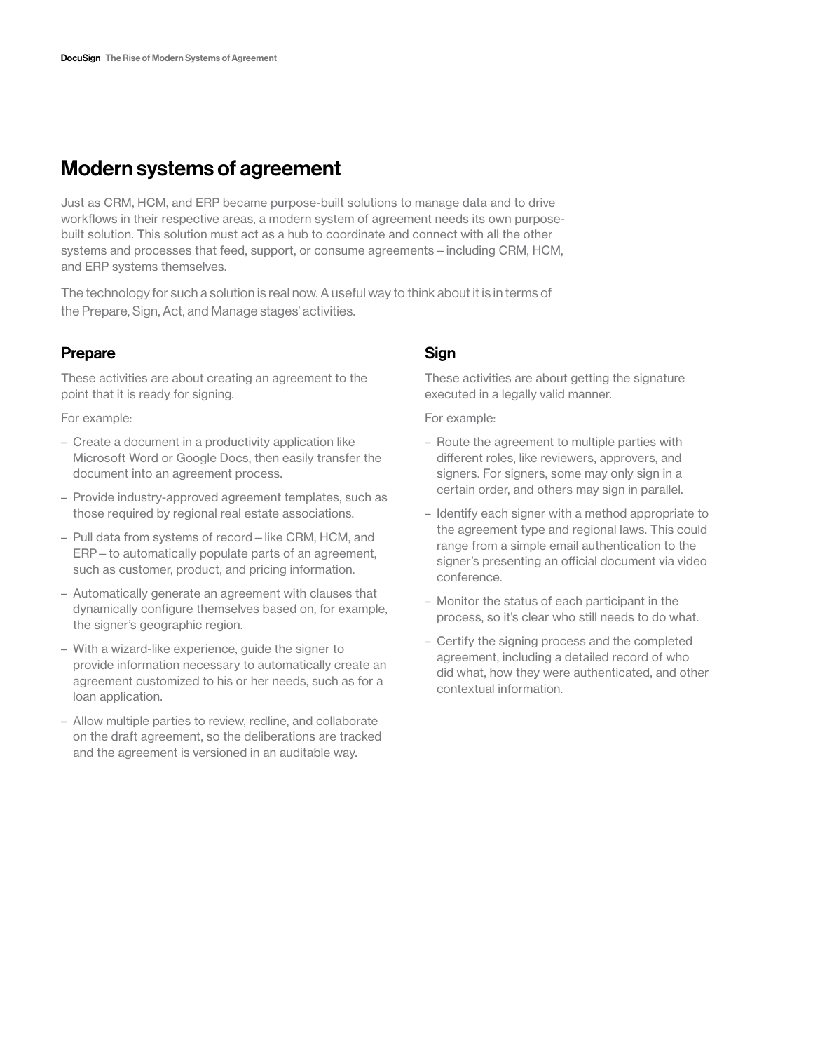# Modern systems of agreement

Just as CRM, HCM, and ERP became purpose-built solutions to manage data and to drive workflows in their respective areas, a modern system of agreement needs its own purpose-built solution. This solution must act as a hub to coordinate and connect with all the other systems and processes that feed, support, or consume agreements – including CRM, HCM, and ERP systems themselves.

The technology for such a solution is real now. A useful way to think about it is in terms of the Prepare, Sign, Act, and Manage stages' activities.

## Prepare

These activities are about creating an agreement to the point that it is ready for signing.

For example:

- Create a document in a productivity application like Microsoft Word or Google Docs, then easily transfer the document into an agreement process.
- Provide industry-approved agreement templates, such as those required by regional real estate associations.
- Pull data from systems of record – like CRM, HCM, and ERP – to automatically populate parts of an agreement, such as customer, product, and pricing information.
- Automatically generate an agreement with clauses that dynamically configure themselves based on, for example, the signer's geographic region.
- With a wizard-like experience, guide the signer to provide information necessary to automatically create an agreement customized to his or her needs, such as for a loan application.
- Allow multiple parties to review, redline, and collaborate on the draft agreement, so the deliberations are tracked and the agreement is versioned in an auditable way.

## Sign

These activities are about getting the signature executed in a legally valid manner.

For example:

- Route the agreement to multiple parties with different roles, like reviewers, approvers, and signers. For signers, some may only sign in a certain order, and others may sign in parallel.
- Identify each signer with a method appropriate to the agreement type and regional laws. This could range from a simple email authentication to the signer's presenting an official document via video conference.
- Monitor the status of each participant in the process, so it's clear who still needs to do what.
- Certify the signing process and the completed agreement, including a detailed record of who did what, how they were authenticated, and other contextual information.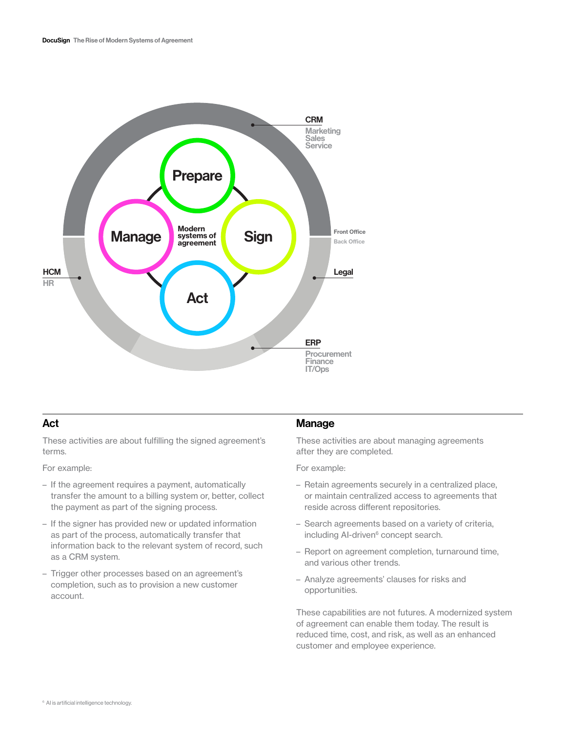Modern systems of agreement

Prepare

Sign

Act

Manage

CRM
Marketing
Sales
Service

Front Office
Back Office

Legal

ERP
Procurement
Finance
IT/Ops

HCM
HR

## Act

These activities are about fulfilling the signed agreement's terms.

For example:

- If the agreement requires a payment, automatically transfer the amount to a billing system or, better, collect the payment as part of the signing process.
- If the signer has provided new or updated information as part of the process, automatically transfer that information back to the relevant system of record, such as a CRM system.
- Trigger other processes based on an agreement's completion, such as to provision a new customer account.

## Manage

These activities are about managing agreements after they are completed.

For example:

- Retain agreements securely in a centralized place, or maintain centralized access to agreements that reside across different repositories.
- Search agreements based on a variety of criteria, including AI-driven[6] concept search.
- Report on agreement completion, turnaround time, and various other trends.
- Analyze agreements' clauses for risks and opportunities.

These capabilities are not futures. A modernized system of agreement can enable them today. The result is reduced time, cost, and risk, as well as an enhanced customer and employee experience.

[6] AI is artificial intelligence technology.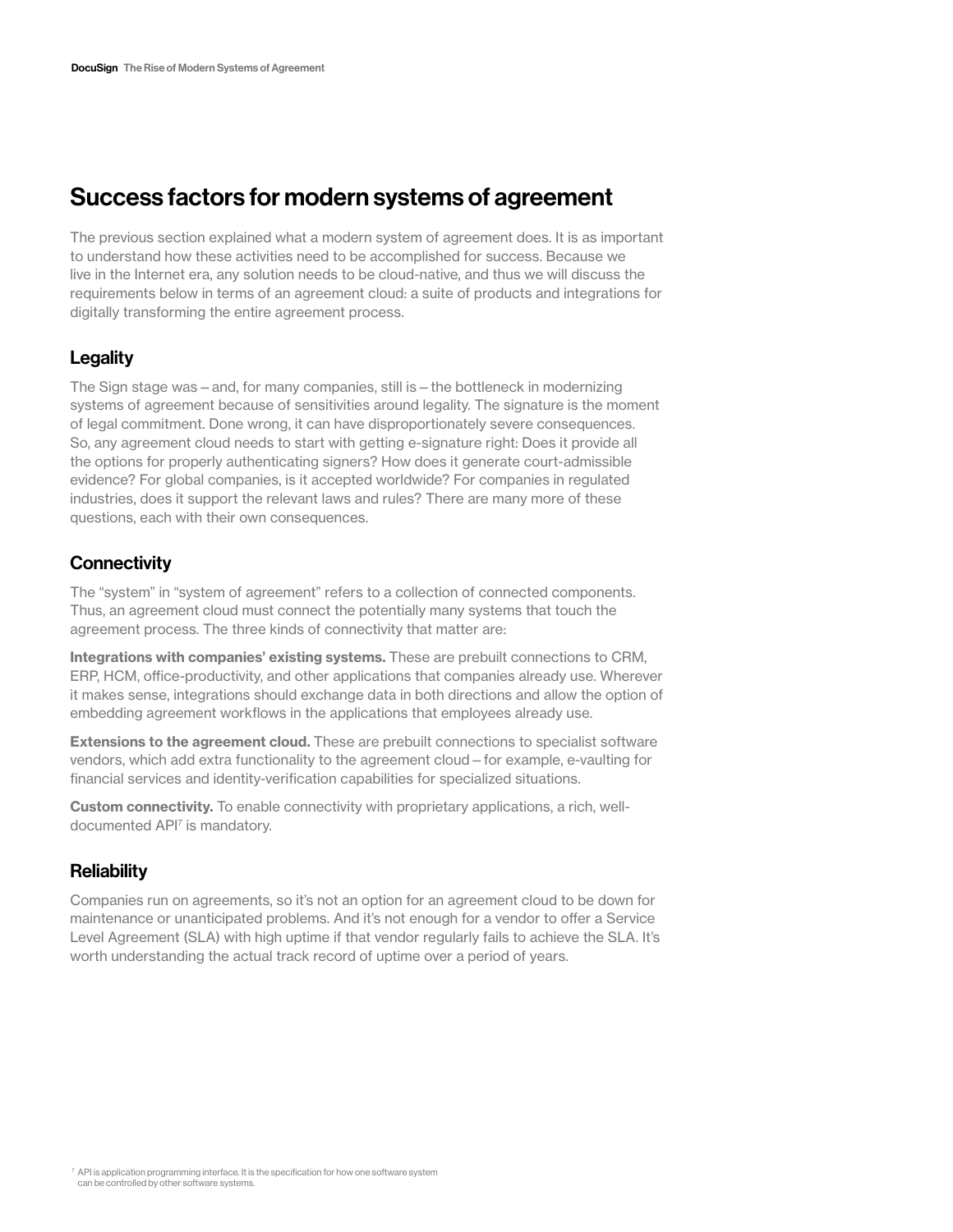## Success factors for modern systems of agreement

The previous section explained what a modern system of agreement does. It is as important to understand how these activities need to be accomplished for success. Because we live in the Internet era, any solution needs to be cloud-native, and thus we will discuss the requirements below in terms of an agreement cloud: a suite of products and integrations for digitally transforming the entire agreement process.

### Legality

The Sign stage was – and, for many companies, still is – the bottleneck in modernizing systems of agreement because of sensitivities around legality. The signature is the moment of legal commitment. Done wrong, it can have disproportionately severe consequences. So, any agreement cloud needs to start with getting e-signature right: Does it provide all the options for properly authenticating signers? How does it generate court-admissible evidence? For global companies, is it accepted worldwide? For companies in regulated industries, does it support the relevant laws and rules? There are many more of these questions, each with their own consequences.

### Connectivity

The "system" in "system of agreement" refers to a collection of connected components. Thus, an agreement cloud must connect the potentially many systems that touch the agreement process. The three kinds of connectivity that matter are:

**Integrations with companies' existing systems.** These are prebuilt connections to CRM, ERP, HCM, office-productivity, and other applications that companies already use. Wherever it makes sense, integrations should exchange data in both directions and allow the option of embedding agreement workflows in the applications that employees already use.

**Extensions to the agreement cloud.** These are prebuilt connections to specialist software vendors, which add extra functionality to the agreement cloud – for example, e-vaulting for financial services and identity-verification capabilities for specialized situations.

**Custom connectivity.** To enable connectivity with proprietary applications, a rich, well-documented API[7] is mandatory.

### Reliability

Companies run on agreements, so it's not an option for an agreement cloud to be down for maintenance or unanticipated problems. And it's not enough for a vendor to offer a Service Level Agreement (SLA) with high uptime if that vendor regularly fails to achieve the SLA. It's worth understanding the actual track record of uptime over a period of years.

[7] API is application programming interface. It is the specification for how one software system can be controlled by other software systems.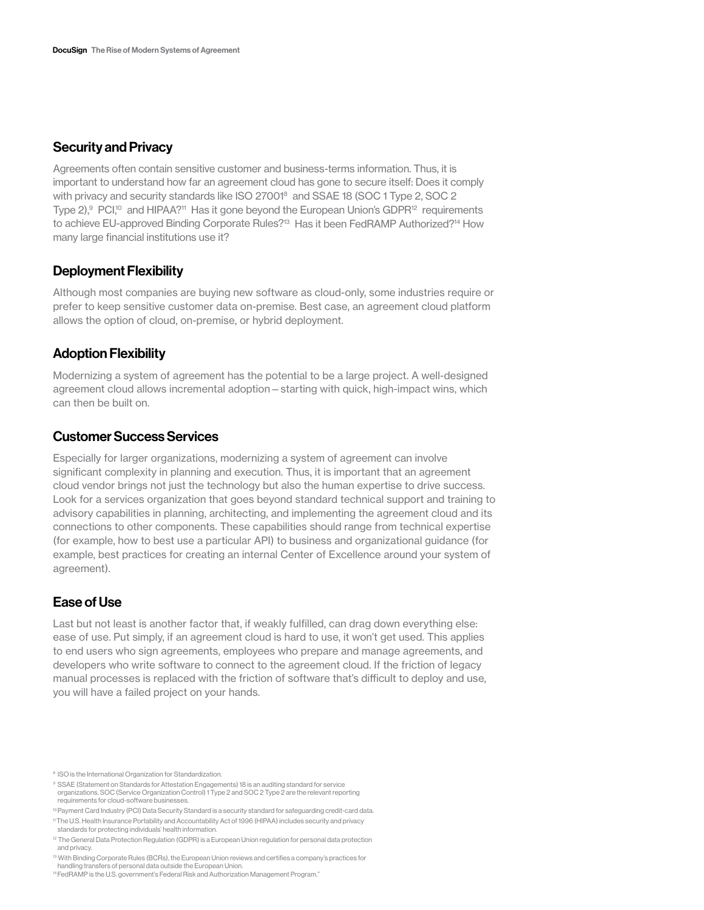## Security and Privacy

Agreements often contain sensitive customer and business-terms information. Thus, it is important to understand how far an agreement cloud has gone to secure itself: Does it comply with privacy and security standards like ISO 27001[8] and SSAE 18 (SOC 1 Type 2, SOC 2 Type 2),[9] PCI,[10] and HIPAA?[11] Has it gone beyond the European Union's GDPR[12] requirements to achieve EU-approved Binding Corporate Rules?[13] Has it been FedRAMP Authorized?[14] How many large financial institutions use it?

## Deployment Flexibility

Although most companies are buying new software as cloud-only, some industries require or prefer to keep sensitive customer data on-premise. Best case, an agreement cloud platform allows the option of cloud, on-premise, or hybrid deployment.

## Adoption Flexibility

Modernizing a system of agreement has the potential to be a large project. A well-designed agreement cloud allows incremental adoption – starting with quick, high-impact wins, which can then be built on.

## Customer Success Services

Especially for larger organizations, modernizing a system of agreement can involve significant complexity in planning and execution. Thus, it is important that an agreement cloud vendor brings not just the technology but also the human expertise to drive success. Look for a services organization that goes beyond standard technical support and training to advisory capabilities in planning, architecting, and implementing the agreement cloud and its connections to other components. These capabilities should range from technical expertise (for example, how to best use a particular API) to business and organizational guidance (for example, best practices for creating an internal Center of Excellence around your system of agreement).

## Ease of Use

Last but not least is another factor that, if weakly fulfilled, can drag down everything else: ease of use. Put simply, if an agreement cloud is hard to use, it won't get used. This applies to end users who sign agreements, employees who prepare and manage agreements, and developers who write software to connect to the agreement cloud. If the friction of legacy manual processes is replaced with the friction of software that's difficult to deploy and use, you will have a failed project on your hands.

[8] ISO is the International Organization for Standardization.

[9] SSAE (Statement on Standards for Attestation Engagements) 18 is an auditing standard for service organizations. SOC (Service Organization Control) 1 Type 2 and SOC 2 Type 2 are the relevant reporting requirements for cloud-software businesses.

[10] Payment Card Industry (PCI) Data Security Standard is a security standard for safeguarding credit-card data.

[11] The U.S. Health Insurance Portability and Accountability Act of 1996 (HIPAA) includes security and privacy standards for protecting individuals' health information.

[12] The General Data Protection Regulation (GDPR) is a European Union regulation for personal data protection and privacy.

[13] With Binding Corporate Rules (BCRs), the European Union reviews and certifies a company's practices for handling transfers of personal data outside the European Union.

[14] FedRAMP is the U.S. government's Federal Risk and Authorization Management Program."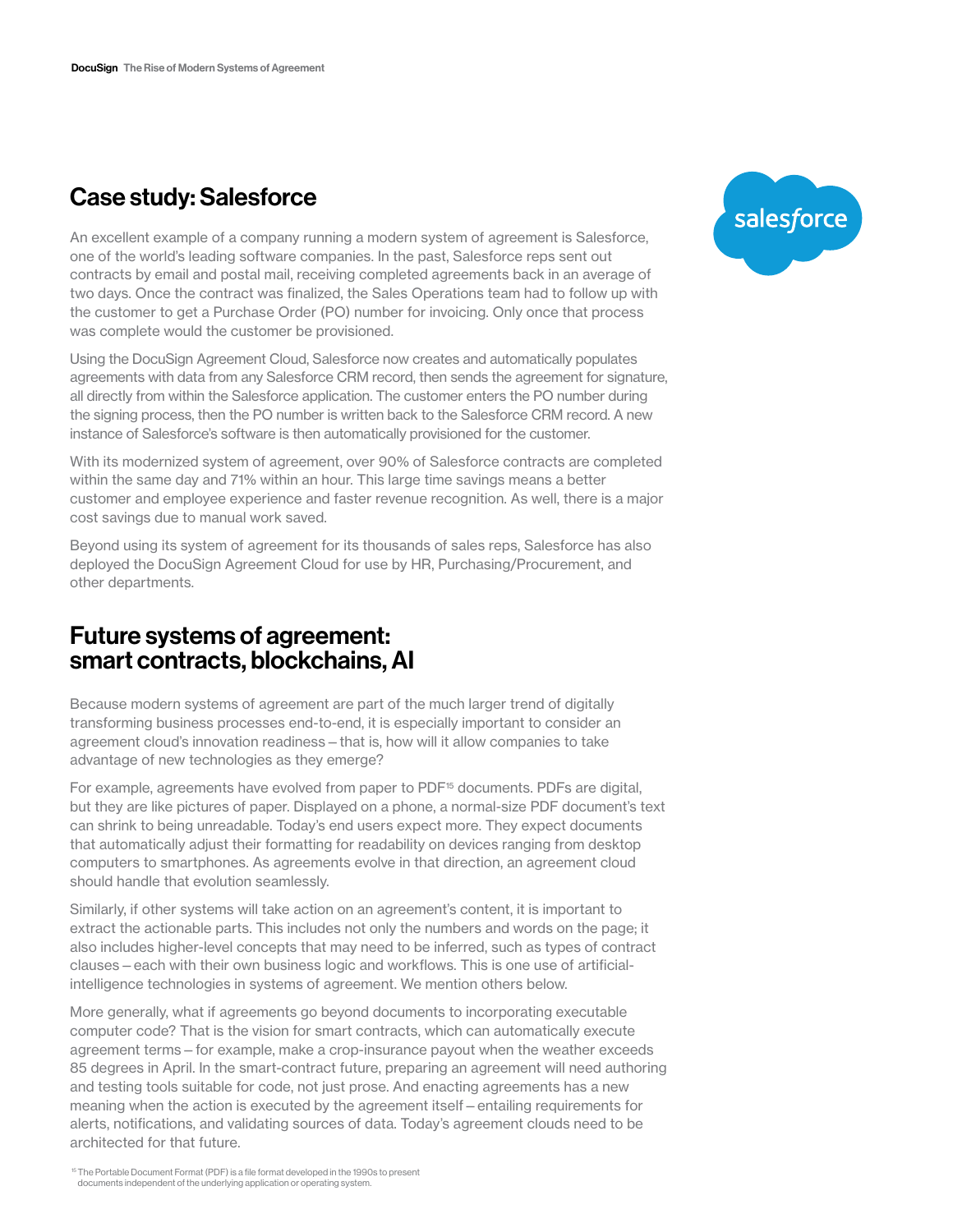## Case study: Salesforce

An excellent example of a company running a modern system of agreement is Salesforce, one of the world's leading software companies. In the past, Salesforce reps sent out contracts by email and postal mail, receiving completed agreements back in an average of two days. Once the contract was finalized, the Sales Operations team had to follow up with the customer to get a Purchase Order (PO) number for invoicing. Only once that process was complete would the customer be provisioned.

Using the DocuSign Agreement Cloud, Salesforce now creates and automatically populates agreements with data from any Salesforce CRM record, then sends the agreement for signature, all directly from within the Salesforce application. The customer enters the PO number during the signing process, then the PO number is written back to the Salesforce CRM record. A new instance of Salesforce's software is then automatically provisioned for the customer.

With its modernized system of agreement, over 90% of Salesforce contracts are completed within the same day and 71% within an hour. This large time savings means a better customer and employee experience and faster revenue recognition. As well, there is a major cost savings due to manual work saved.

Beyond using its system of agreement for its thousands of sales reps, Salesforce has also deployed the DocuSign Agreement Cloud for use by HR, Purchasing/Procurement, and other departments.

## Future systems of agreement: smart contracts, blockchains, AI

Because modern systems of agreement are part of the much larger trend of digitally transforming business processes end-to-end, it is especially important to consider an agreement cloud's innovation readiness – that is, how will it allow companies to take advantage of new technologies as they emerge?

For example, agreements have evolved from paper to PDF[15] documents. PDFs are digital, but they are like pictures of paper. Displayed on a phone, a normal-size PDF document's text can shrink to being unreadable. Today's end users expect more. They expect documents that automatically adjust their formatting for readability on devices ranging from desktop computers to smartphones. As agreements evolve in that direction, an agreement cloud should handle that evolution seamlessly.

Similarly, if other systems will take action on an agreement's content, it is important to extract the actionable parts. This includes not only the numbers and words on the page; it also includes higher-level concepts that may need to be inferred, such as types of contract clauses – each with their own business logic and workflows. This is one use of artificial-intelligence technologies in systems of agreement. We mention others below.

More generally, what if agreements go beyond documents to incorporating executable computer code? That is the vision for smart contracts, which can automatically execute agreement terms – for example, make a crop-insurance payout when the weather exceeds 85 degrees in April. In the smart-contract future, preparing an agreement will need authoring and testing tools suitable for code, not just prose. And enacting agreements has a new meaning when the action is executed by the agreement itself – entailing requirements for alerts, notifications, and validating sources of data. Today's agreement clouds need to be architected for that future.

[15] The Portable Document Format (PDF) is a file format developed in the 1990s to present documents independent of the underlying application or operating system.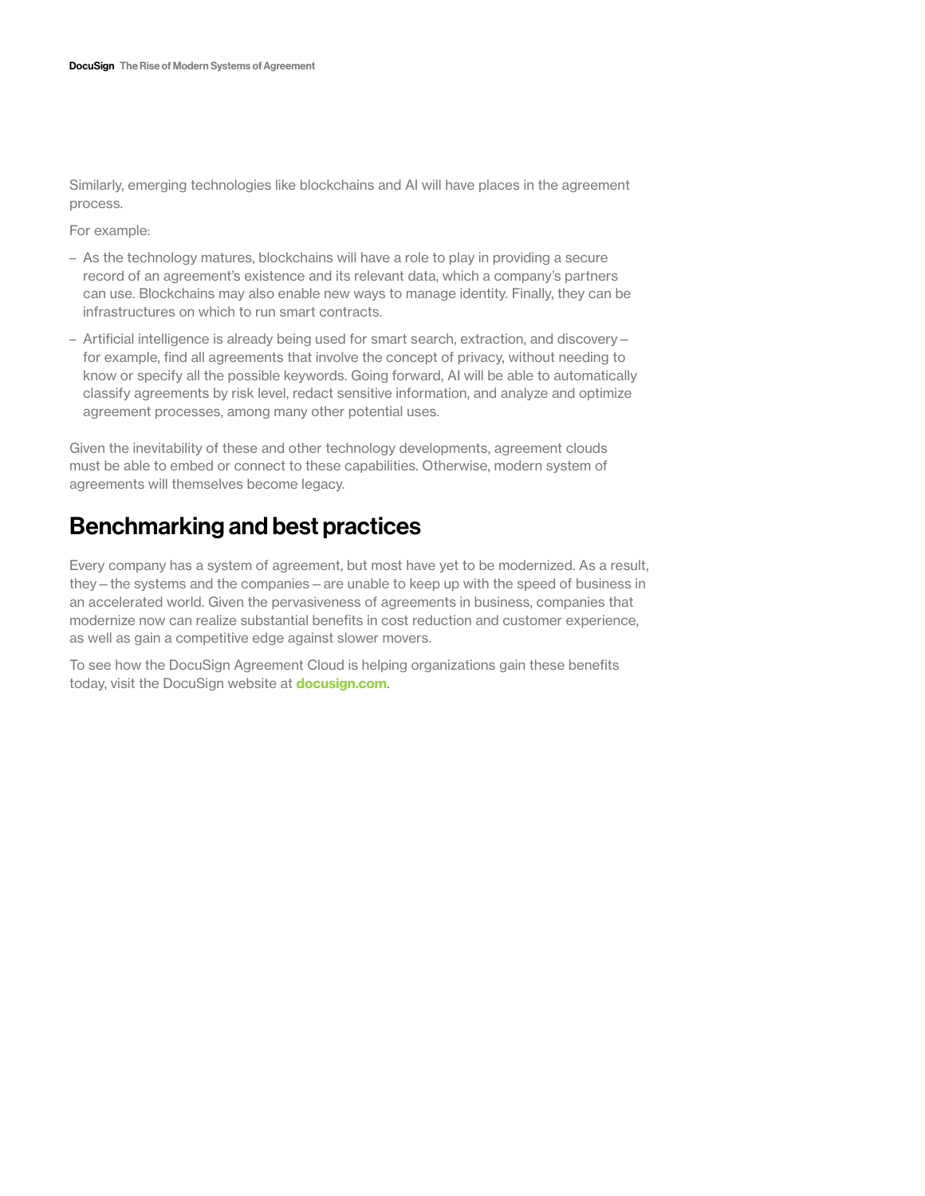Similarly, emerging technologies like blockchains and AI will have places in the agreement process.

For example:

- As the technology matures, blockchains will have a role to play in providing a secure record of an agreement's existence and its relevant data, which a company's partners can use. Blockchains may also enable new ways to manage identity. Finally, they can be infrastructures on which to run smart contracts.
- Artificial intelligence is already being used for smart search, extraction, and discovery – for example, find all agreements that involve the concept of privacy, without needing to know or specify all the possible keywords. Going forward, AI will be able to automatically classify agreements by risk level, redact sensitive information, and analyze and optimize agreement processes, among many other potential uses.

Given the inevitability of these and other technology developments, agreement clouds must be able to embed or connect to these capabilities. Otherwise, modern system of agreements will themselves become legacy.

## Benchmarking and best practices

Every company has a system of agreement, but most have yet to be modernized. As a result, they – the systems and the companies – are unable to keep up with the speed of business in an accelerated world. Given the pervasiveness of agreements in business, companies that modernize now can realize substantial benefits in cost reduction and customer experience, as well as gain a competitive edge against slower movers.

To see how the DocuSign Agreement Cloud is helping organizations gain these benefits today, visit the DocuSign website at **docusign.com**.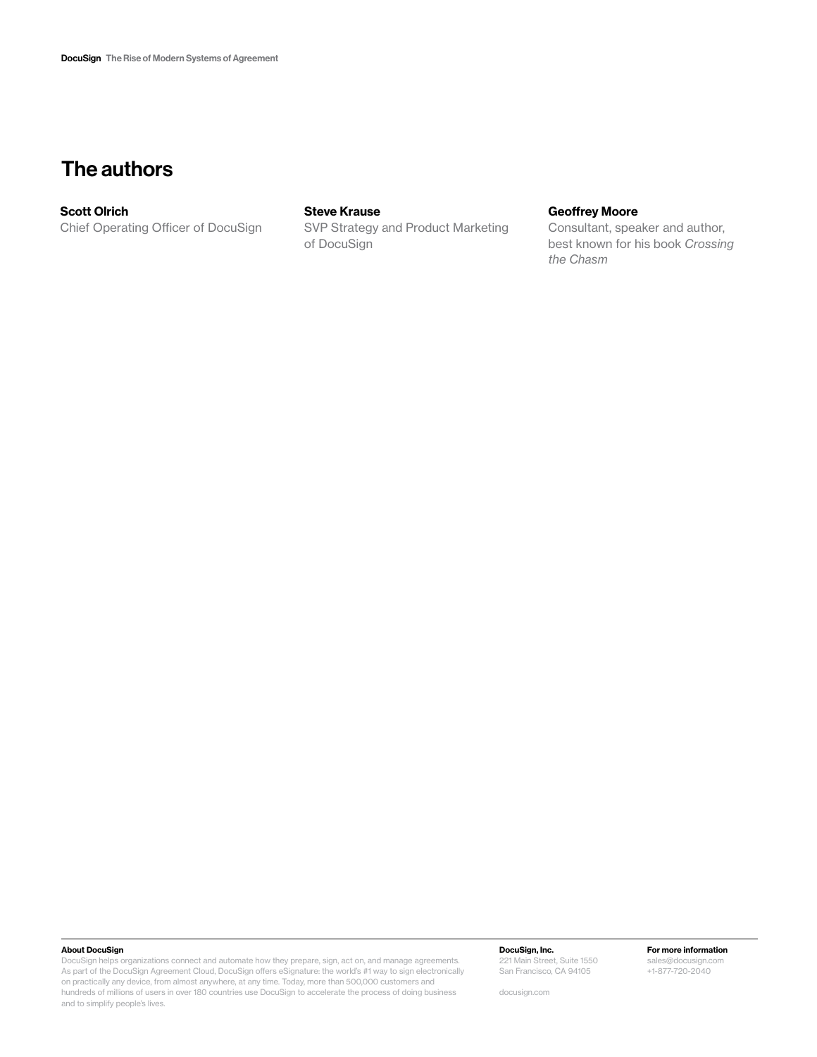## The authors

**Scott Olrich**
Chief Operating Officer of DocuSign

**Steve Krause**
SVP Strategy and Product Marketing of DocuSign

**Geoffrey Moore**
Consultant, speaker and author, best known for his book *Crossing the Chasm*

**About DocuSign**
DocuSign helps organizations connect and automate how they prepare, sign, act on, and manage agreements. As part of the DocuSign Agreement Cloud, DocuSign offers eSignature: the world's #1 way to sign electronically on practically any device, from almost anywhere, at any time. Today, more than 500,000 customers and hundreds of millions of users in over 180 countries use DocuSign to accelerate the process of doing business and to simplify people's lives.

**DocuSign, Inc.**
221 Main Street, Suite 1550
San Francisco, CA 94105

docusign.com

**For more information**
sales@docusign.com
+1-877-720-2040